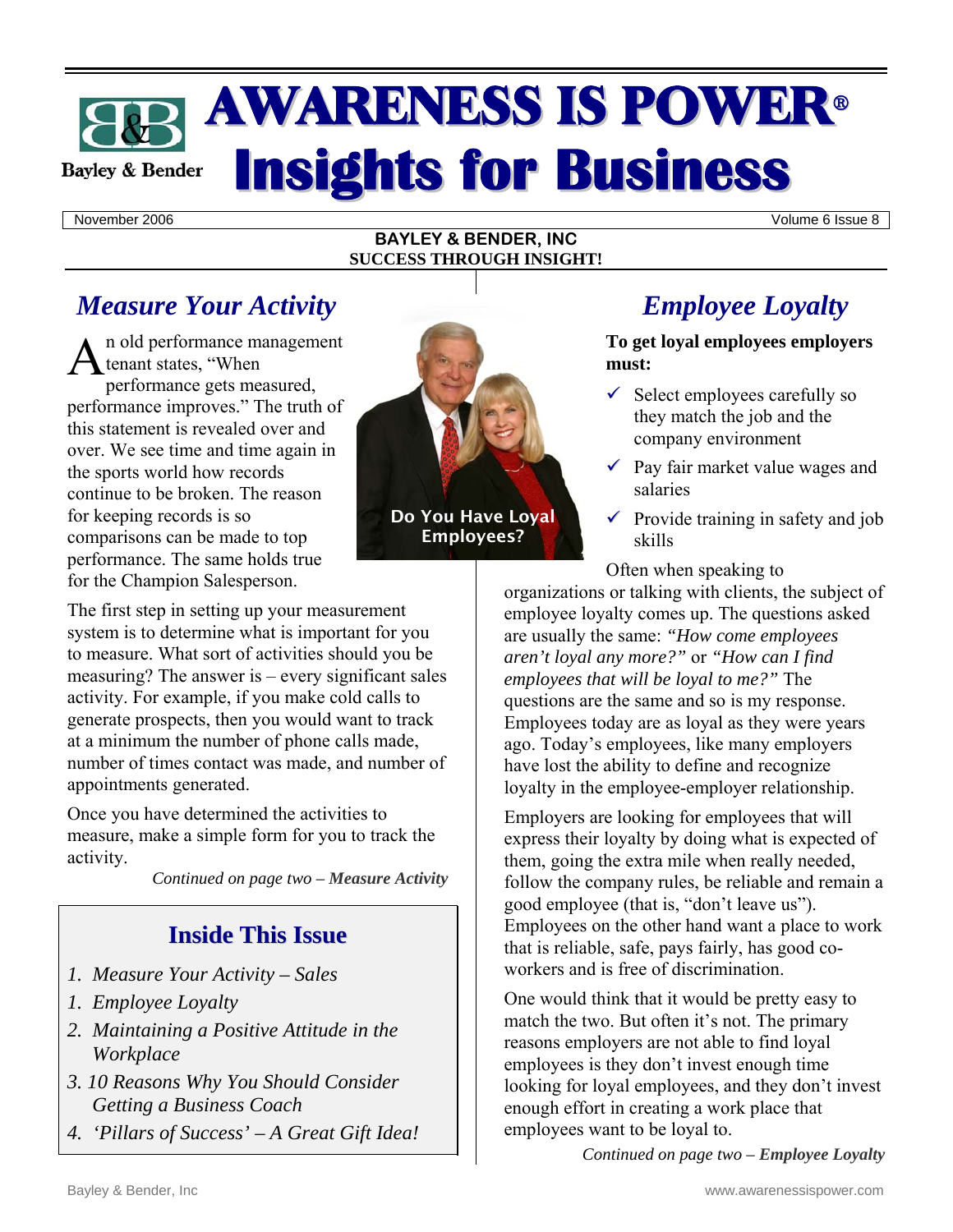# AWARENESS IS POWER®
# Insights for Business

Bayley & Bender

November 2006 | Volume 6 Issue 8

**BAYLEY & BENDER, INC**
**SUCCESS THROUGH INSIGHT!**

## *Measure Your Activity*

An old performance management tenant states, "When performance gets measured, performance improves." The truth of this statement is revealed over and over. We see time and time again in the sports world how records continue to be broken. The reason for keeping records is so comparisons can be made to top performance. The same holds true for the Champion Salesperson.

The first step in setting up your measurement system is to determine what is important for you to measure. What sort of activities should you be measuring? The answer is – every significant sales activity. For example, if you make cold calls to generate prospects, then you would want to track at a minimum the number of phone calls made, number of times contact was made, and number of appointments generated.

Once you have determined the activities to measure, make a simple form for you to track the activity.

*Continued on page two –* ***Measure Activity***

**Do You Have Loyal Employees?**

## *Employee Loyalty*

**To get loyal employees employers must:**

- ✓ Select employees carefully so they match the job and the company environment
- ✓ Pay fair market value wages and salaries
- ✓ Provide training in safety and job skills

Often when speaking to organizations or talking with clients, the subject of employee loyalty comes up. The questions asked are usually the same: *"How come employees aren't loyal any more?"* or *"How can I find employees that will be loyal to me?"* The questions are the same and so is my response. Employees today are as loyal as they were years ago. Today's employees, like many employers have lost the ability to define and recognize loyalty in the employee-employer relationship.

Employers are looking for employees that will express their loyalty by doing what is expected of them, going the extra mile when really needed, follow the company rules, be reliable and remain a good employee (that is, "don't leave us"). Employees on the other hand want a place to work that is reliable, safe, pays fairly, has good co-workers and is free of discrimination.

One would think that it would be pretty easy to match the two. But often it's not. The primary reasons employers are not able to find loyal employees is they don't invest enough time looking for loyal employees, and they don't invest enough effort in creating a work place that employees want to be loyal to.

*Continued on page two –* ***Employee Loyalty***

## Inside This Issue

1. *Measure Your Activity – Sales*
1. *Employee Loyalty*
2. *Maintaining a Positive Attitude in the Workplace*
3. *10 Reasons Why You Should Consider Getting a Business Coach*
4. *'Pillars of Success' – A Great Gift Idea!*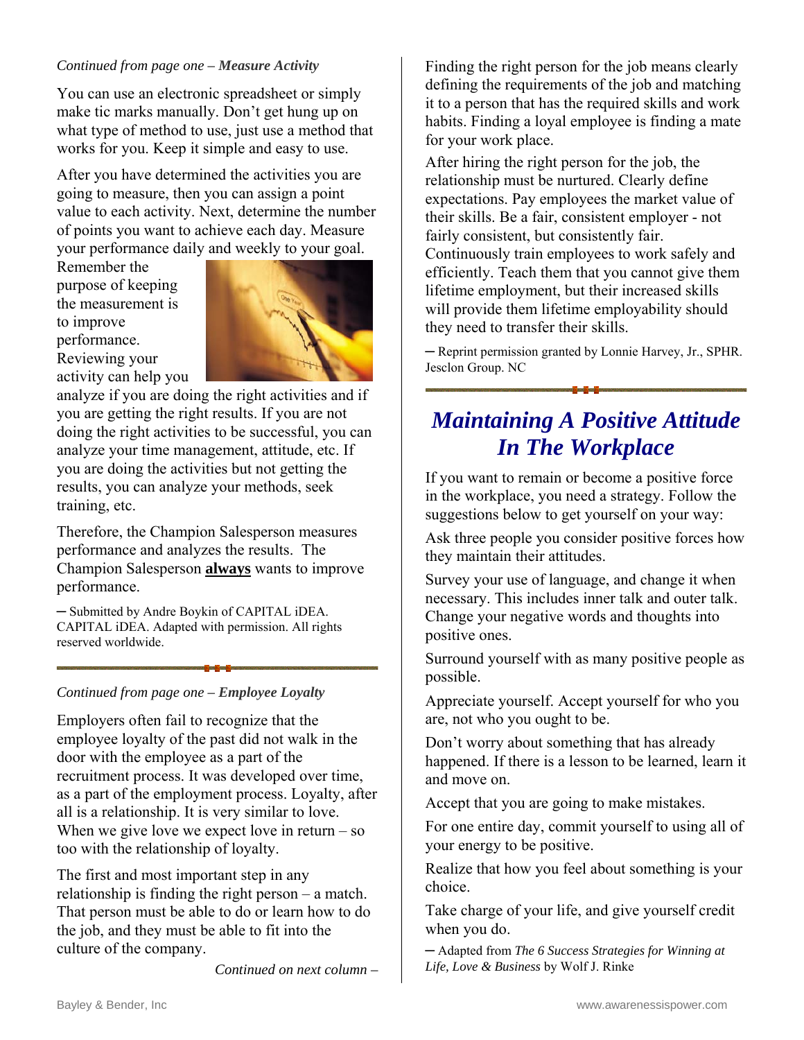*Continued from page one – **Measure Activity***

You can use an electronic spreadsheet or simply make tic marks manually. Don't get hung up on what type of method to use, just use a method that works for you. Keep it simple and easy to use.

After you have determined the activities you are going to measure, then you can assign a point value to each activity. Next, determine the number of points you want to achieve each day. Measure your performance daily and weekly to your goal. Remember the purpose of keeping the measurement is to improve performance. Reviewing your activity can help you analyze if you are doing the right activities and if you are getting the right results. If you are not doing the right activities to be successful, you can analyze your time management, attitude, etc. If you are doing the activities but not getting the results, you can analyze your methods, seek training, etc.

Therefore, the Champion Salesperson measures performance and analyzes the results. The Champion Salesperson **always** wants to improve performance.

— Submitted by Andre Boykin of CAPITAL iDEA. CAPITAL iDEA. Adapted with permission. All rights reserved worldwide.

*Continued from page one – **Employee Loyalty***

Employers often fail to recognize that the employee loyalty of the past did not walk in the door with the employee as a part of the recruitment process. It was developed over time, as a part of the employment process. Loyalty, after all is a relationship. It is very similar to love. When we give love we expect love in return – so too with the relationship of loyalty.

The first and most important step in any relationship is finding the right person – a match. That person must be able to do or learn how to do the job, and they must be able to fit into the culture of the company.

Finding the right person for the job means clearly defining the requirements of the job and matching it to a person that has the required skills and work habits. Finding a loyal employee is finding a mate for your work place.

After hiring the right person for the job, the relationship must be nurtured. Clearly define expectations. Pay employees the market value of their skills. Be a fair, consistent employer - not fairly consistent, but consistently fair. Continuously train employees to work safely and efficiently. Teach them that you cannot give them lifetime employment, but their increased skills will provide them lifetime employability should they need to transfer their skills.

— Reprint permission granted by Lonnie Harvey, Jr., SPHR. Jesclon Group. NC

## Maintaining A Positive Attitude In The Workplace

If you want to remain or become a positive force in the workplace, you need a strategy. Follow the suggestions below to get yourself on your way:

Ask three people you consider positive forces how they maintain their attitudes.

Survey your use of language, and change it when necessary. This includes inner talk and outer talk. Change your negative words and thoughts into positive ones.

Surround yourself with as many positive people as possible.

Appreciate yourself. Accept yourself for who you are, not who you ought to be.

Don't worry about something that has already happened. If there is a lesson to be learned, learn it and move on.

Accept that you are going to make mistakes.

For one entire day, commit yourself to using all of your energy to be positive.

Realize that how you feel about something is your choice.

Take charge of your life, and give yourself credit when you do.

— Adapted from *The 6 Success Strategies for Winning at Life, Love & Business* by Wolf J. Rinke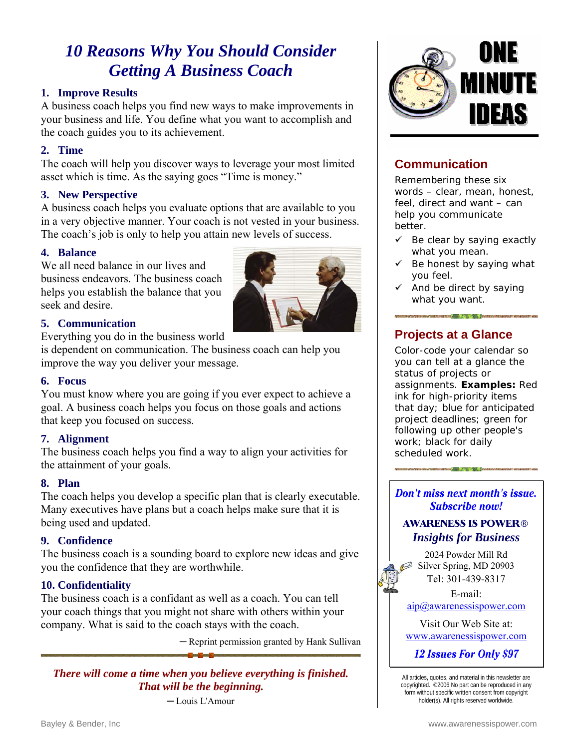# *10 Reasons Why You Should Consider Getting A Business Coach*

### 1. Improve Results

A business coach helps you find new ways to make improvements in your business and life. You define what you want to accomplish and the coach guides you to its achievement.

### 2. Time

The coach will help you discover ways to leverage your most limited asset which is time. As the saying goes "Time is money."

### 3. New Perspective

A business coach helps you evaluate options that are available to you in a very objective manner. Your coach is not vested in your business. The coach's job is only to help you attain new levels of success.

### 4. Balance

We all need balance in our lives and business endeavors. The business coach helps you establish the balance that you seek and desire.

### 5. Communication

Everything you do in the business world is dependent on communication. The business coach can help you improve the way you deliver your message.

### 6. Focus

You must know where you are going if you ever expect to achieve a goal. A business coach helps you focus on those goals and actions that keep you focused on success.

### 7. Alignment

The business coach helps you find a way to align your activities for the attainment of your goals.

### 8. Plan

The coach helps you develop a specific plan that is clearly executable. Many executives have plans but a coach helps make sure that it is being used and updated.

### 9. Confidence

The business coach is a sounding board to explore new ideas and give you the confidence that they are worthwhile.

### 10. Confidentiality

The business coach is a confidant as well as a coach. You can tell your coach things that you might not share with others within your company. What is said to the coach stays with the coach.

— Reprint permission granted by Hank Sullivan

***There will come a time when you believe everything is finished. That will be the beginning.***

— Louis L'Amour

# ONE MINUTE IDEAS

## Communication

Remembering these six words – clear, mean, honest, feel, direct and want – can help you communicate better.

- ✓ Be clear by saying exactly what you mean.
- ✓ Be honest by saying what you feel.
- ✓ And be direct by saying what you want.

## Projects at a Glance

Color-code your calendar so you can tell at a glance the status of projects or assignments. **Examples:** Red ink for high-priority items that day; blue for anticipated project deadlines; green for following up other people's work; black for daily scheduled work.

***Don't miss next month's issue. Subscribe now!***

**AWARENESS IS POWER®**

***Insights for Business***

2024 Powder Mill Rd
Silver Spring, MD 20903
Tel: 301-439-8317

E-mail:
aip@awarenessispower.com

Visit Our Web Site at:
www.awarenessispower.com

***12 Issues For Only $97***

All articles, quotes, and material in this newsletter are copyrighted. ©2006 No part can be reproduced in any form without specific written consent from copyright holder(s). All rights reserved worldwide.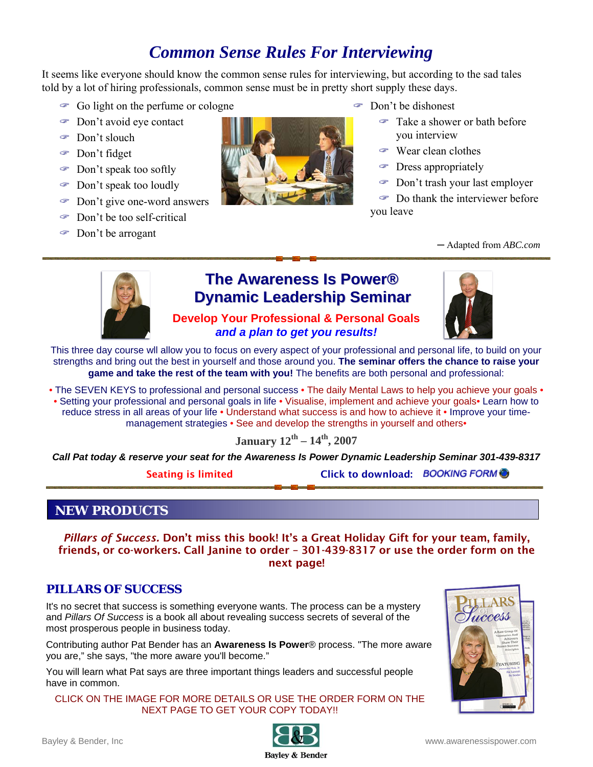# *Common Sense Rules For Interviewing*

It seems like everyone should know the common sense rules for interviewing, but according to the sad tales told by a lot of hiring professionals, common sense must be in pretty short supply these days.

- Go light on the perfume or cologne
- Don't avoid eye contact
- Don't slouch
- Don't fidget
- Don't speak too softly
- Don't speak too loudly
- Don't give one-word answers
- Don't be too self-critical
- Don't be arrogant
- Don't be dishonest
- Take a shower or bath before you interview
- Wear clean clothes
- Dress appropriately
- Don't trash your last employer
- Do thank the interviewer before you leave

— Adapted from *ABC.com*

## The Awareness Is Power® Dynamic Leadership Seminar

**Develop Your Professional & Personal Goals**

***and a plan to get you results!***

This three day course wll allow you to focus on every aspect of your professional and personal life, to build on your strengths and bring out the best in yourself and those around you. **The seminar offers the chance to raise your game and take the rest of the team with you!** The benefits are both personal and professional:

• The SEVEN KEYS to professional and personal success • The daily Mental Laws to help you achieve your goals • • Setting your professional and personal goals in life • Visualise, implement and achieve your goals• Learn how to reduce stress in all areas of your life • Understand what success is and how to achieve it • Improve your time-management strategies • See and develop the strengths in yourself and others•

**January 12th – 14th, 2007**

***Call Pat today & reserve your seat for the Awareness Is Power Dynamic Leadership Seminar 301-439-8317***

Seating is limited     Click to download: *BOOKING FORM*

## NEW PRODUCTS

***Pillars of Success.*** **Don't miss this book! It's a Great Holiday Gift for your team, family, friends, or co-workers. Call Janine to order – 301-439-8317 or use the order form on the next page!**

### PILLARS OF SUCCESS

It's no secret that success is something everyone wants. The process can be a mystery and *Pillars Of Success* is a book all about revealing success secrets of several of the most prosperous people in business today.

Contributing author Pat Bender has an **Awareness Is Power**® process. "The more aware you are," she says, "the more aware you'll become."

You will learn what Pat says are three important things leaders and successful people have in common.

CLICK ON THE IMAGE FOR MORE DETAILS OR USE THE ORDER FORM ON THE NEXT PAGE TO GET YOUR COPY TODAY!!

Bayley & Bender, Inc     Bayley & Bender     www.awarenessispower.com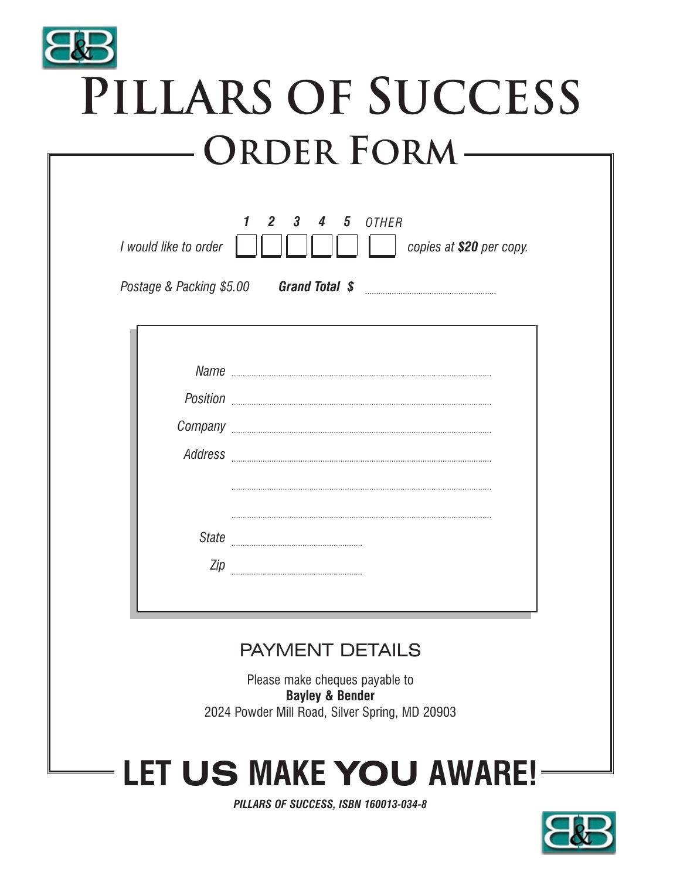# PILLARS OF SUCCESS

## ORDER FORM

| | 1 | 2 | 3 | 4 | 5 | OTHER | |
|---|---|---|---|---|---|---|---|
| *I would like to order* | ☐ | ☐ | ☐ | ☐ | ☐ | ☐ | *copies at **$20** per copy.* |

*Postage & Packing $5.00*  ***Grand Total $*** ..............................

*Name* ..............................

*Position* ..............................

*Company* ..............................

*Address* ..............................

..............................

..............................

*State* ..............................

*Zip* ..............................

### PAYMENT DETAILS

Please make cheques payable to
**Bayley & Bender**
2024 Powder Mill Road, Silver Spring, MD 20903

## LET US MAKE YOU AWARE!

***PILLARS OF SUCCESS, ISBN 160013-034-8***